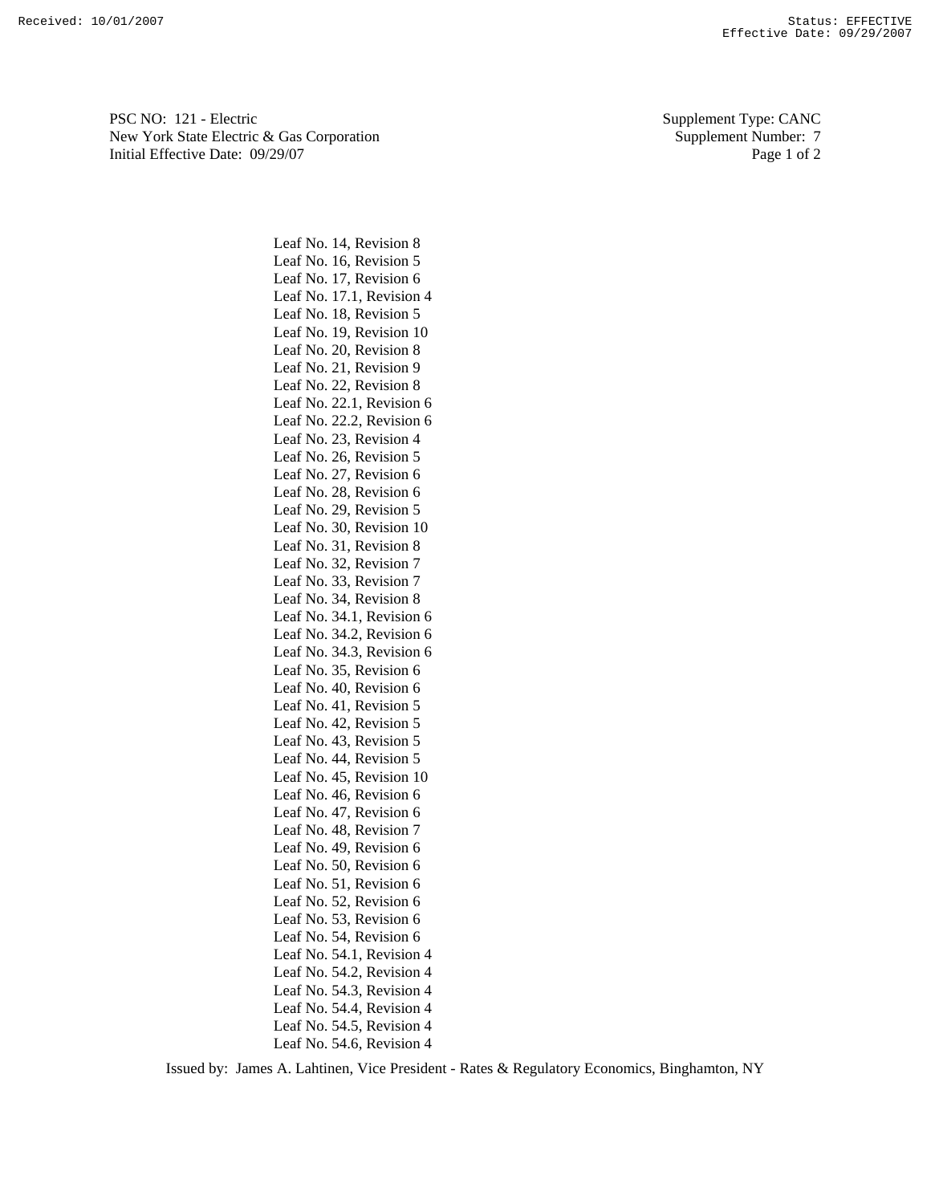PSC NO: 121 - Electric
New York State Electric & Gas Corporation
Initial Effective Date: 09/29/07

Supplement Type: CANC
Supplement Number: 7

Leaf No. 14, Revision 8
Leaf No. 16, Revision 5
Leaf No. 17, Revision 6
Leaf No. 17.1, Revision 4
Leaf No. 18, Revision 5
Leaf No. 19, Revision 10
Leaf No. 20, Revision 8
Leaf No. 21, Revision 9
Leaf No. 22, Revision 8
Leaf No. 22.1, Revision 6
Leaf No. 22.2, Revision 6
Leaf No. 23, Revision 4
Leaf No. 26, Revision 5
Leaf No. 27, Revision 6
Leaf No. 28, Revision 6
Leaf No. 29, Revision 5
Leaf No. 30, Revision 10
Leaf No. 31, Revision 8
Leaf No. 32, Revision 7
Leaf No. 33, Revision 7
Leaf No. 34, Revision 8
Leaf No. 34.1, Revision 6
Leaf No. 34.2, Revision 6
Leaf No. 34.3, Revision 6
Leaf No. 35, Revision 6
Leaf No. 40, Revision 6
Leaf No. 41, Revision 5
Leaf No. 42, Revision 5
Leaf No. 43, Revision 5
Leaf No. 44, Revision 5
Leaf No. 45, Revision 10
Leaf No. 46, Revision 6
Leaf No. 47, Revision 6
Leaf No. 48, Revision 7
Leaf No. 49, Revision 6
Leaf No. 50, Revision 6
Leaf No. 51, Revision 6
Leaf No. 52, Revision 6
Leaf No. 53, Revision 6
Leaf No. 54, Revision 6
Leaf No. 54.1, Revision 4
Leaf No. 54.2, Revision 4
Leaf No. 54.3, Revision 4
Leaf No. 54.4, Revision 4
Leaf No. 54.5, Revision 4
Leaf No. 54.6, Revision 4

Issued by: James A. Lahtinen, Vice President - Rates & Regulatory Economics, Binghamton, NY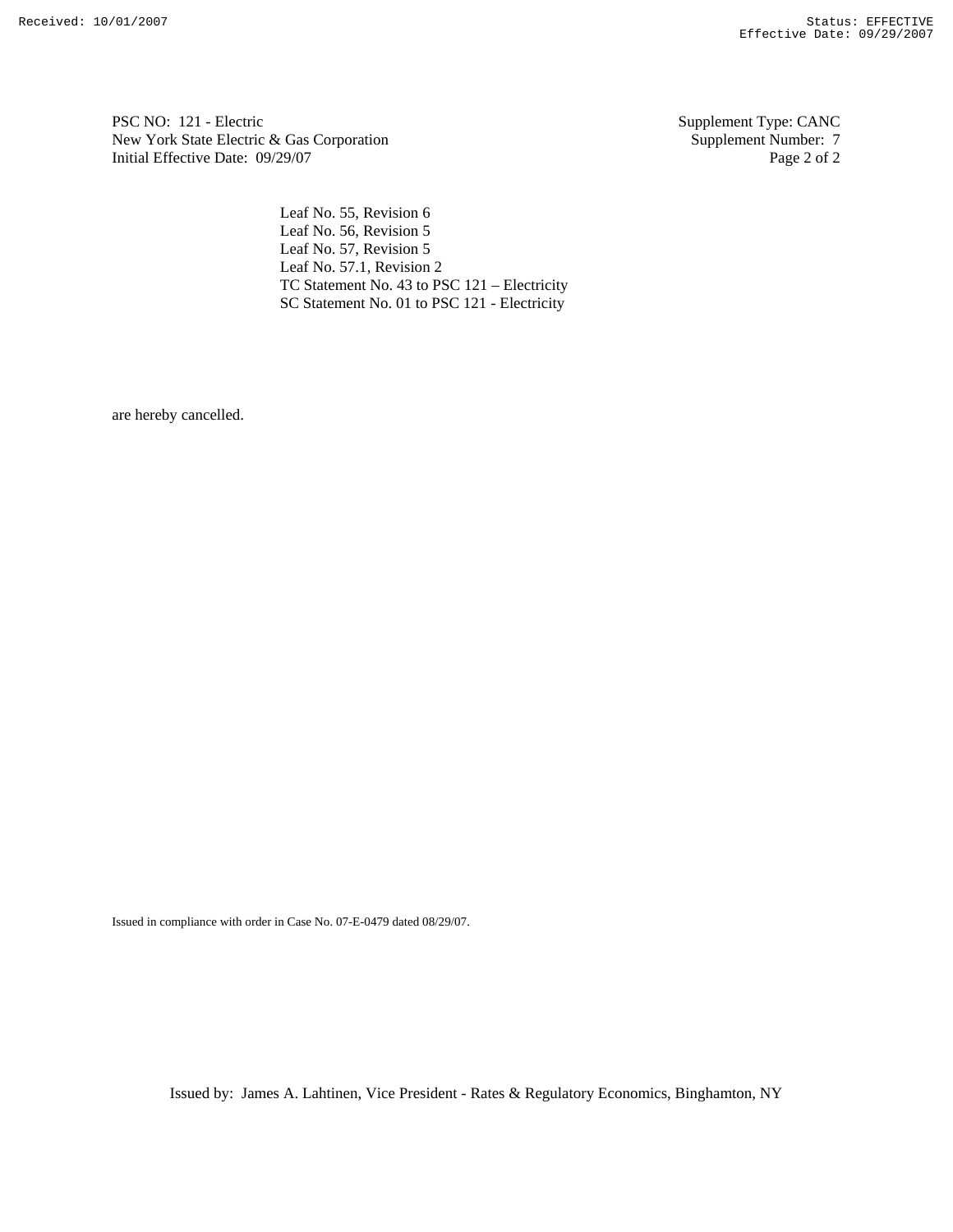PSC NO: 121 - Electric
New York State Electric & Gas Corporation
Initial Effective Date: 09/29/07

Supplement Type: CANC
Supplement Number: 7

Leaf No. 55, Revision 6
Leaf No. 56, Revision 5
Leaf No. 57, Revision 5
Leaf No. 57.1, Revision 2
TC Statement No. 43 to PSC 121 – Electricity
SC Statement No. 01 to PSC 121 - Electricity

are hereby cancelled.

Issued in compliance with order in Case No. 07-E-0479 dated 08/29/07.

Issued by: James A. Lahtinen, Vice President - Rates & Regulatory Economics, Binghamton, NY